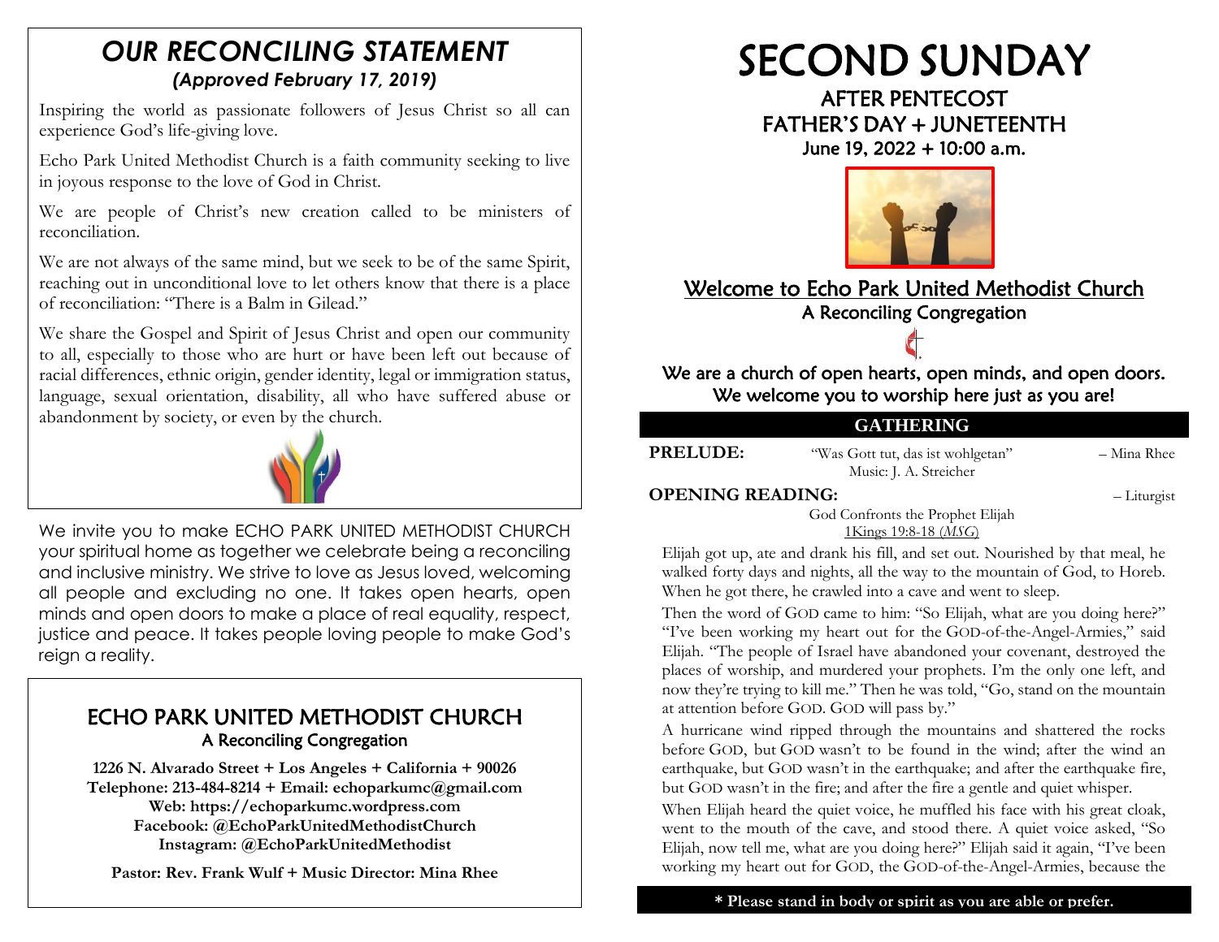# *OUR RECONCILING STATEMENT*

***(Approved February 17, 2019)***

Inspiring the world as passionate followers of Jesus Christ so all can experience God's life-giving love.

Echo Park United Methodist Church is a faith community seeking to live in joyous response to the love of God in Christ.

We are people of Christ's new creation called to be ministers of reconciliation.

We are not always of the same mind, but we seek to be of the same Spirit, reaching out in unconditional love to let others know that there is a place of reconciliation: "There is a Balm in Gilead."

We share the Gospel and Spirit of Jesus Christ and open our community to all, especially to those who are hurt or have been left out because of racial differences, ethnic origin, gender identity, legal or immigration status, language, sexual orientation, disability, all who have suffered abuse or abandonment by society, or even by the church.

We invite you to make ECHO PARK UNITED METHODIST CHURCH your spiritual home as together we celebrate being a reconciling and inclusive ministry. We strive to love as Jesus loved, welcoming all people and excluding no one. It takes open hearts, open minds and open doors to make a place of real equality, respect, justice and peace. It takes people loving people to make God's reign a reality.

## ECHO PARK UNITED METHODIST CHURCH

A Reconciling Congregation

**1226 N. Alvarado Street + Los Angeles + California + 90026**
**Telephone: 213-484-8214 + Email: echoparkumc@gmail.com**
**Web: https://echoparkumc.wordpress.com**
**Facebook: @EchoParkUnitedMethodistChurch**
**Instagram: @EchoParkUnitedMethodist**

**Pastor: Rev. Frank Wulf + Music Director: Mina Rhee**

# SECOND SUNDAY

## AFTER PENTECOST
## FATHER'S DAY + JUNETEENTH

June 19, 2022 + 10:00 a.m.

## Welcome to Echo Park United Methodist Church

A Reconciling Congregation

We are a church of open hearts, open minds, and open doors.
We welcome you to worship here just as you are!

## GATHERING

**PRELUDE:** "Was Gott tut, das ist wohlgetan" – Mina Rhee
Music: J. A. Streicher

**OPENING READING:** – Liturgist

God Confronts the Prophet Elijah
1Kings 19:8-18 (*MSG*)

Elijah got up, ate and drank his fill, and set out. Nourished by that meal, he walked forty days and nights, all the way to the mountain of God, to Horeb. When he got there, he crawled into a cave and went to sleep.

Then the word of GOD came to him: "So Elijah, what are you doing here?" "I've been working my heart out for the GOD-of-the-Angel-Armies," said Elijah. "The people of Israel have abandoned your covenant, destroyed the places of worship, and murdered your prophets. I'm the only one left, and now they're trying to kill me." Then he was told, "Go, stand on the mountain at attention before GOD. GOD will pass by."

A hurricane wind ripped through the mountains and shattered the rocks before GOD, but GOD wasn't to be found in the wind; after the wind an earthquake, but GOD wasn't in the earthquake; and after the earthquake fire, but GOD wasn't in the fire; and after the fire a gentle and quiet whisper.

When Elijah heard the quiet voice, he muffled his face with his great cloak, went to the mouth of the cave, and stood there. A quiet voice asked, "So Elijah, now tell me, what are you doing here?" Elijah said it again, "I've been working my heart out for GOD, the GOD-of-the-Angel-Armies, because the

**\* Please stand in body or spirit as you are able or prefer.**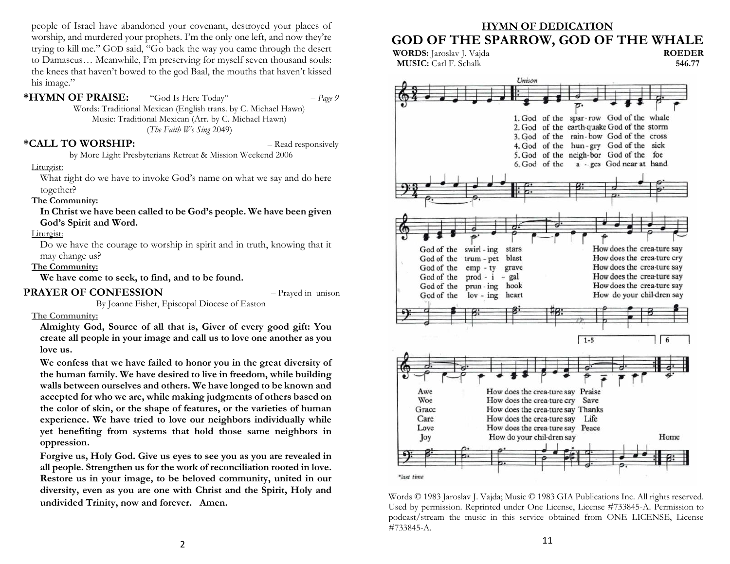people of Israel have abandoned your covenant, destroyed your places of worship, and murdered your prophets. I'm the only one left, and now they're trying to kill me." GOD said, "Go back the way you came through the desert to Damascus… Meanwhile, I'm preserving for myself seven thousand souls: the knees that haven't bowed to the god Baal, the mouths that haven't kissed his image."

**\*HYMN OF PRAISE:** "God Is Here Today" – *Page 9*

Words: Traditional Mexican (English trans. by C. Michael Hawn)
Music: Traditional Mexican (Arr. by C. Michael Hawn)
(*The Faith We Sing* 2049)

**\*CALL TO WORSHIP:** – Read responsively

by More Light Presbyterians Retreat & Mission Weekend 2006

Liturgist:
What right do we have to invoke God's name on what we say and do here together?

**The Community:**
**In Christ we have been called to be God's people. We have been given God's Spirit and Word.**

Liturgist:
Do we have the courage to worship in spirit and in truth, knowing that it may change us?

**The Community:**
**We have come to seek, to find, and to be found.**

**PRAYER OF CONFESSION** – Prayed in unison

By Joanne Fisher, Episcopal Diocese of Easton

**The Community:**

**Almighty God, Source of all that is, Giver of every good gift: You create all people in your image and call us to love one another as you love us.**

**We confess that we have failed to honor you in the great diversity of the human family. We have desired to live in freedom, while building walls between ourselves and others. We have longed to be known and accepted for who we are, while making judgments of others based on the color of skin, or the shape of features, or the varieties of human experience. We have tried to love our neighbors individually while yet benefiting from systems that hold those same neighbors in oppression.**

**Forgive us, Holy God. Give us eyes to see you as you are revealed in all people. Strengthen us for the work of reconciliation rooted in love. Restore us in your image, to be beloved community, united in our diversity, even as you are one with Christ and the Spirit, Holy and undivided Trinity, now and forever. Amen.**

## HYMN OF DEDICATION

# GOD OF THE SPARROW, GOD OF THE WHALE

**WORDS:** Jaroslav J. Vajda **ROEDER**
**MUSIC:** Carl F. Schalk **546.77**

1. God of the sparrow God of the whale / God of the swirling stars / How does the creature say Awe / How does the creature say Praise
2. God of the earthquake God of the storm / God of the trumpet blast / How does the creature cry Woe / How does the creature cry Save
3. God of the rainbow God of the cross / God of the empty grave / How does the creature say Grace / How does the creature say Thanks
4. God of the hungry God of the sick / God of the prodigal / How does the creature say Care / How does the creature say Life
5. God of the neighbor God of the foe / God of the pruning hook / How does the creature say Love / How does the creature say Peace
6. God of the ages God near at hand / God of the loving heart / How do your children say Joy / How do your children say Home

Words © 1983 Jaroslav J. Vajda; Music © 1983 GIA Publications Inc. All rights reserved. Used by permission. Reprinted under One License, License #733845-A. Permission to podcast/stream the music in this service obtained from ONE LICENSE, License #733845-A.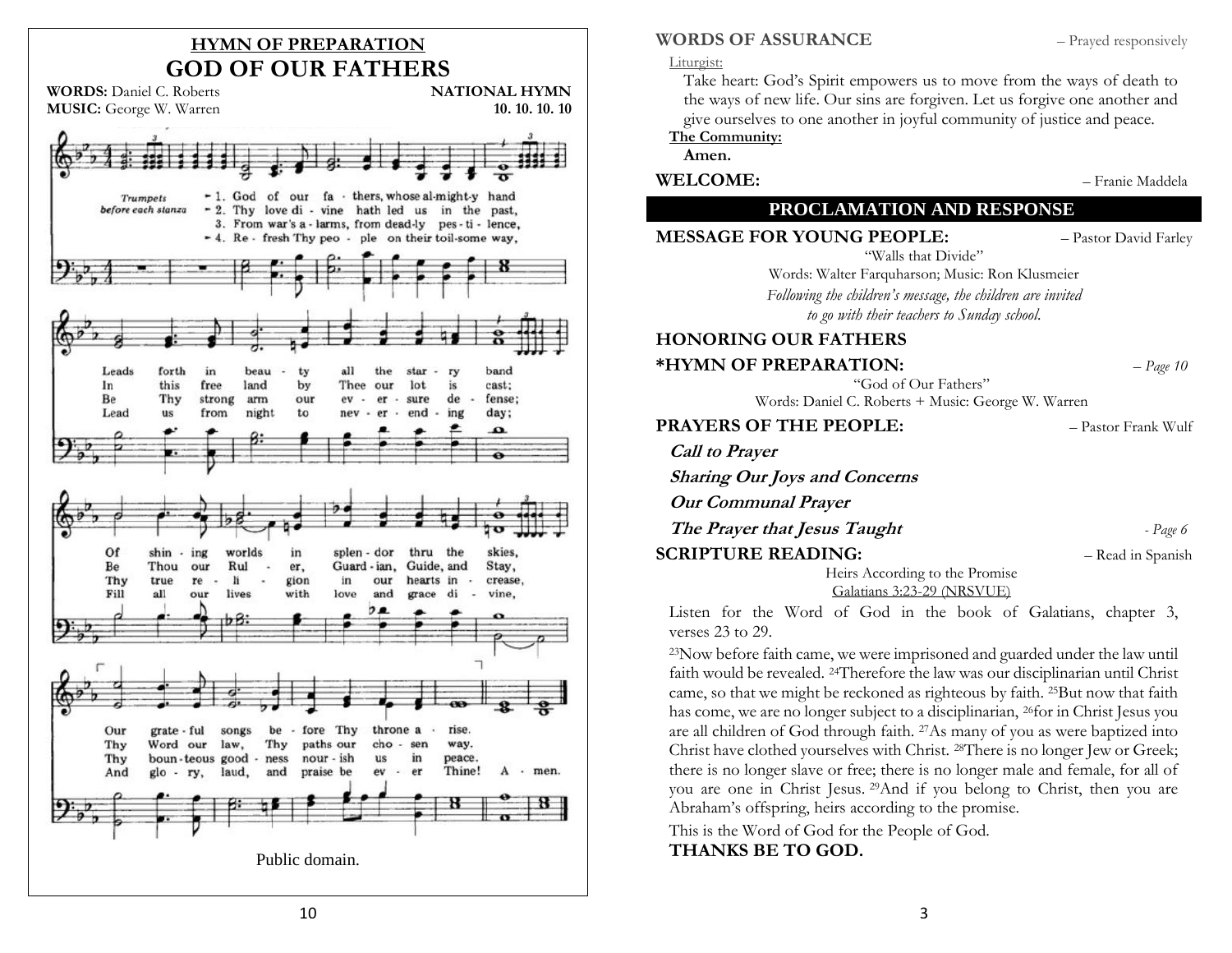## HYMN OF PREPARATION

# GOD OF OUR FATHERS

**WORDS:** Daniel C. Roberts — **NATIONAL HYMN**
**MUSIC:** George W. Warren — **10. 10. 10. 10**

*Trumpets before each stanza*

1. God of our fathers, whose almighty hand
Leads forth in beauty all the starry band
Of shining worlds in splendor thru the skies,
Our grateful songs before Thy throne arise.

2. Thy love divine hath led us in the past,
In this free land by Thee our lot is cast;
Be Thou our Ruler, Guardian, Guide, and Stay,
Thy Word our law, Thy paths our chosen way.

3. From war's alarms, from deadly pestilence,
Be Thy strong arm our ever-sure defense;
Thy true religion in our hearts increase,
Thy bounteous goodness nourish us in peace.

4. Refresh Thy people on their toilsome way,
Lead us from night to never-ending day;
Fill all our lives with love and grace divine,
And glory, laud, and praise be ever Thine! Amen.

Public domain.

**WORDS OF ASSURANCE** – Prayed responsively

Liturgist:
Take heart: God's Spirit empowers us to move from the ways of death to the ways of new life. Our sins are forgiven. Let us forgive one another and give ourselves to one another in joyful community of justice and peace.

**The Community:**
**Amen.**

**WELCOME:** – Franie Maddela

## PROCLAMATION AND RESPONSE

**MESSAGE FOR YOUNG PEOPLE:** – Pastor David Farley

"Walls that Divide"
Words: Walter Farquharson; Music: Ron Klusmeier
*Following the children's message, the children are invited to go with their teachers to Sunday school.*

**HONORING OUR FATHERS**

**\*HYMN OF PREPARATION:** – *Page 10*

"God of Our Fathers"
Words: Daniel C. Roberts + Music: George W. Warren

**PRAYERS OF THE PEOPLE:** – Pastor Frank Wulf

***Call to Prayer***

***Sharing Our Joys and Concerns***

***Our Communal Prayer***

***The Prayer that Jesus Taught*** - *Page 6*

**SCRIPTURE READING:** – Read in Spanish

Heirs According to the Promise
Galatians 3:23-29 (NRSVUE)

Listen for the Word of God in the book of Galatians, chapter 3, verses 23 to 29.

[23]Now before faith came, we were imprisoned and guarded under the law until faith would be revealed. [24]Therefore the law was our disciplinarian until Christ came, so that we might be reckoned as righteous by faith. [25]But now that faith has come, we are no longer subject to a disciplinarian, [26]for in Christ Jesus you are all children of God through faith. [27]As many of you as were baptized into Christ have clothed yourselves with Christ. [28]There is no longer Jew or Greek; there is no longer slave or free; there is no longer male and female, for all of you are one in Christ Jesus. [29]And if you belong to Christ, then you are Abraham's offspring, heirs according to the promise.

This is the Word of God for the People of God.
**THANKS BE TO GOD.**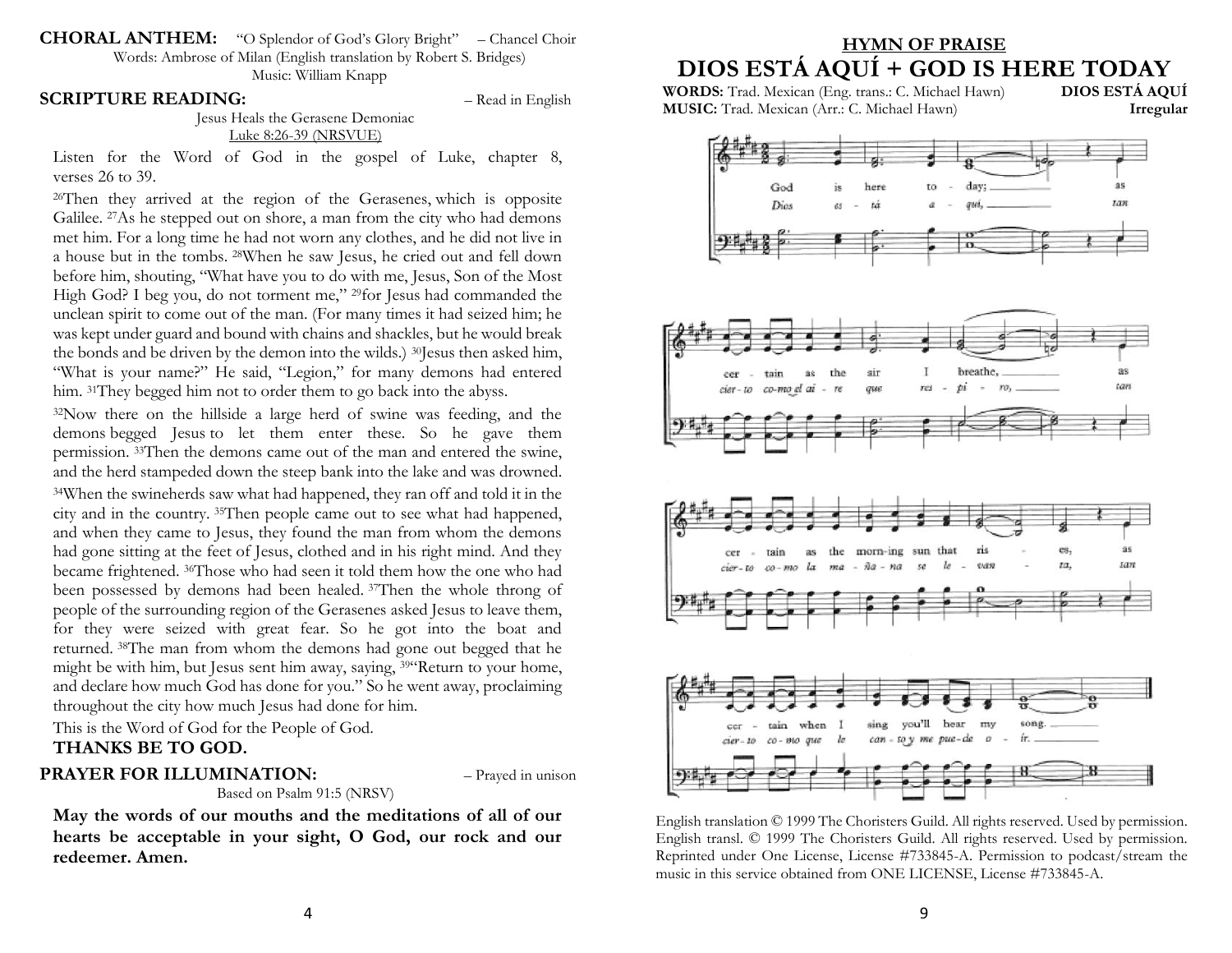**CHORAL ANTHEM:** "O Splendor of God's Glory Bright" – Chancel Choir

Words: Ambrose of Milan (English translation by Robert S. Bridges)
Music: William Knapp

**SCRIPTURE READING:** – Read in English

Jesus Heals the Gerasene Demoniac
Luke 8:26-39 (NRSVUE)

Listen for the Word of God in the gospel of Luke, chapter 8, verses 26 to 39.

[26]Then they arrived at the region of the Gerasenes, which is opposite Galilee. [27]As he stepped out on shore, a man from the city who had demons met him. For a long time he had not worn any clothes, and he did not live in a house but in the tombs. [28]When he saw Jesus, he cried out and fell down before him, shouting, "What have you to do with me, Jesus, Son of the Most High God? I beg you, do not torment me," [29]for Jesus had commanded the unclean spirit to come out of the man. (For many times it had seized him; he was kept under guard and bound with chains and shackles, but he would break the bonds and be driven by the demon into the wilds.) [30]Jesus then asked him, "What is your name?" He said, "Legion," for many demons had entered him. [31]They begged him not to order them to go back into the abyss.

[32]Now there on the hillside a large herd of swine was feeding, and the demons begged Jesus to let them enter these. So he gave them permission. [33]Then the demons came out of the man and entered the swine, and the herd stampeded down the steep bank into the lake and was drowned. [34]When the swineherds saw what had happened, they ran off and told it in the city and in the country. [35]Then people came out to see what had happened, and when they came to Jesus, they found the man from whom the demons had gone sitting at the feet of Jesus, clothed and in his right mind. And they became frightened. [36]Those who had seen it told them how the one who had been possessed by demons had been healed. [37]Then the whole throng of people of the surrounding region of the Gerasenes asked Jesus to leave them, for they were seized with great fear. So he got into the boat and returned. [38]The man from whom the demons had gone out begged that he might be with him, but Jesus sent him away, saying, [39]"Return to your home, and declare how much God has done for you." So he went away, proclaiming throughout the city how much Jesus had done for him.

This is the Word of God for the People of God.

**THANKS BE TO GOD.**

**PRAYER FOR ILLUMINATION:** – Prayed in unison

Based on Psalm 91:5 (NRSV)

**May the words of our mouths and the meditations of all of our hearts be acceptable in your sight, O God, our rock and our redeemer. Amen.**

## HYMN OF PRAISE

# DIOS ESTÁ AQUÍ + GOD IS HERE TODAY

**WORDS:** Trad. Mexican (Eng. trans.: C. Michael Hawn) **DIOS ESTÁ AQUÍ**
**MUSIC:** Trad. Mexican (Arr.: C. Michael Hawn) **Irregular**

God is here today; as certain as the air I breathe, as certain as the morning sun that rises, as certain when I sing you'll hear my song.

Dios está aquí, tan cierto como el aire que respiro, tan cierto como la mañana se levanta, tan cierto como que le canto y me puede oír.

English translation © 1999 The Choristers Guild. All rights reserved. Used by permission. English transl. © 1999 The Choristers Guild. All rights reserved. Used by permission. Reprinted under One License, License #733845-A. Permission to podcast/stream the music in this service obtained from ONE LICENSE, License #733845-A.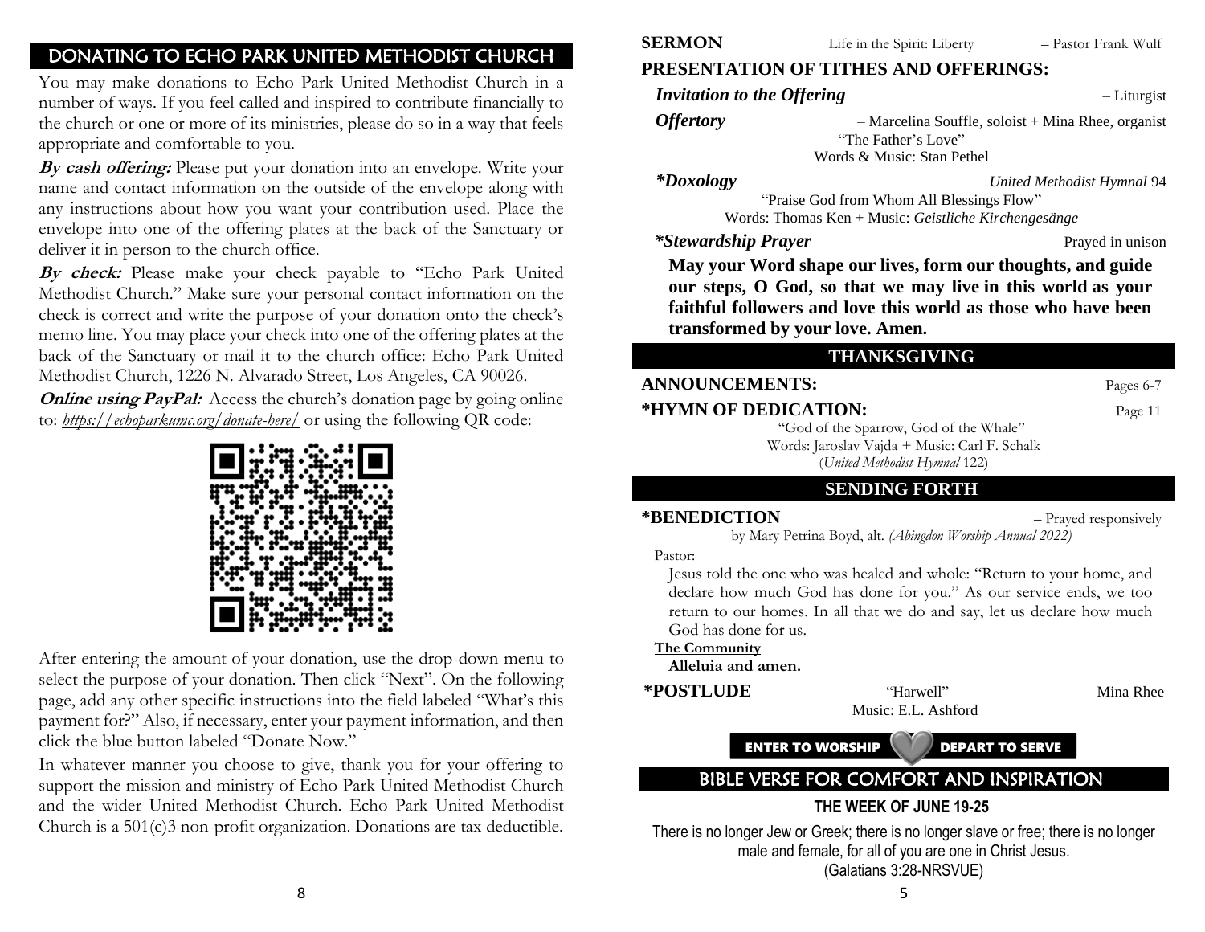## DONATING TO ECHO PARK UNITED METHODIST CHURCH

You may make donations to Echo Park United Methodist Church in a number of ways. If you feel called and inspired to contribute financially to the church or one or more of its ministries, please do so in a way that feels appropriate and comfortable to you.

***By cash offering:*** Please put your donation into an envelope. Write your name and contact information on the outside of the envelope along with any instructions about how you want your contribution used. Place the envelope into one of the offering plates at the back of the Sanctuary or deliver it in person to the church office.

***By check:*** Please make your check payable to "Echo Park United Methodist Church." Make sure your personal contact information on the check is correct and write the purpose of your donation onto the check's memo line. You may place your check into one of the offering plates at the back of the Sanctuary or mail it to the church office: Echo Park United Methodist Church, 1226 N. Alvarado Street, Los Angeles, CA 90026.

***Online using PayPal:*** Access the church's donation page by going online to: *https://echoparkumc.org/donate-here/* or using the following QR code:

After entering the amount of your donation, use the drop-down menu to select the purpose of your donation. Then click "Next". On the following page, add any other specific instructions into the field labeled "What's this payment for?" Also, if necessary, enter your payment information, and then click the blue button labeled "Donate Now."

In whatever manner you choose to give, thank you for your offering to support the mission and ministry of Echo Park United Methodist Church and the wider United Methodist Church. Echo Park United Methodist Church is a 501(c)3 non-profit organization. Donations are tax deductible.

**SERMON** Life in the Spirit: Liberty – Pastor Frank Wulf

**PRESENTATION OF TITHES AND OFFERINGS:**

***Invitation to the Offering*** – Liturgist

***Offertory*** – Marcelina Souffle, soloist + Mina Rhee, organist
"The Father's Love"
Words & Music: Stan Pethel

***\*Doxology*** *United Methodist Hymnal* 94
"Praise God from Whom All Blessings Flow"
Words: Thomas Ken + Music: *Geistliche Kirchengesänge*

***\*Stewardship Prayer*** – Prayed in unison

**May your Word shape our lives, form our thoughts, and guide our steps, O God, so that we may live in this world as your faithful followers and love this world as those who have been transformed by your love. Amen.**

## THANKSGIVING

**ANNOUNCEMENTS:** Pages 6-7

**\*HYMN OF DEDICATION:** Page 11
"God of the Sparrow, God of the Whale"
Words: Jaroslav Vajda + Music: Carl F. Schalk
(*United Methodist Hymnal* 122)

## SENDING FORTH

**\*BENEDICTION** – Prayed responsively
by Mary Petrina Boyd, alt. *(Abingdon Worship Annual 2022)*

Pastor:
Jesus told the one who was healed and whole: "Return to your home, and declare how much God has done for you." As our service ends, we too return to our homes. In all that we do and say, let us declare how much God has done for us.

**The Community**
**Alleluia and amen.**

**\*POSTLUDE** "Harwell" – Mina Rhee
Music: E.L. Ashford

**ENTER TO WORSHIP — DEPART TO SERVE**

## BIBLE VERSE FOR COMFORT AND INSPIRATION

**THE WEEK OF JUNE 19-25**

There is no longer Jew or Greek; there is no longer slave or free; there is no longer male and female, for all of you are one in Christ Jesus.
(Galatians 3:28-NRSVUE)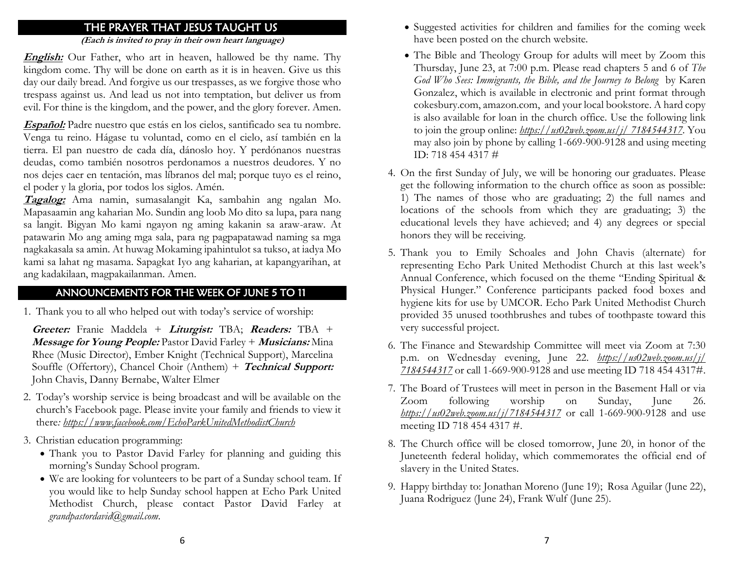## THE PRAYER THAT JESUS TAUGHT US

**(Each is invited to pray in their own heart language)**

***English:*** Our Father, who art in heaven, hallowed be thy name. Thy kingdom come. Thy will be done on earth as it is in heaven. Give us this day our daily bread. And forgive us our trespasses, as we forgive those who trespass against us. And lead us not into temptation, but deliver us from evil. For thine is the kingdom, and the power, and the glory forever. Amen.

***Español:*** Padre nuestro que estás en los cielos, santificado sea tu nombre. Venga tu reino. Hágase tu voluntad, como en el cielo, así también en la tierra. El pan nuestro de cada día, dánoslo hoy. Y perdónanos nuestras deudas, como también nosotros perdonamos a nuestros deudores. Y no nos dejes caer en tentación, mas líbranos del mal; porque tuyo es el reino, el poder y la gloria, por todos los siglos. Amén.

***Tagalog:*** Ama namin, sumasalangit Ka, sambahin ang ngalan Mo. Mapasaamin ang kaharian Mo. Sundin ang loob Mo dito sa lupa, para nang sa langit. Bigyan Mo kami ngayon ng aming kakanin sa araw-araw. At patawarin Mo ang aming mga sala, para ng pagpapatawad naming sa mga nagkakasala sa amin. At huwag Mokaming ipahintulot sa tukso, at iadya Mo kami sa lahat ng masama. Sapagkat Iyo ang kaharian, at kapangyarihan, at ang kadakilaan, magpakailanman. Amen.

## ANNOUNCEMENTS FOR THE WEEK OF JUNE 5 TO 11

1. Thank you to all who helped out with today's service of worship:

   ***Greeter:*** Franie Maddela + ***Liturgist:*** TBA; ***Readers:*** TBA + ***Message for Young People:*** Pastor David Farley + ***Musicians:*** Mina Rhee (Music Director), Ember Knight (Technical Support), Marcelina Souffle (Offertory), Chancel Choir (Anthem) + ***Technical Support:*** John Chavis, Danny Bernabe, Walter Elmer

2. Today's worship service is being broadcast and will be available on the church's Facebook page. Please invite your family and friends to view it there*: https://www.facebook.com/EchoParkUnitedMethodistChurch*

3. Christian education programming:
   - Thank you to Pastor David Farley for planning and guiding this morning's Sunday School program.
   - We are looking for volunteers to be part of a Sunday school team. If you would like to help Sunday school happen at Echo Park United Methodist Church, please contact Pastor David Farley at *grandpastordavid@gmail.com*.
   - Suggested activities for children and families for the coming week have been posted on the church website.
   - The Bible and Theology Group for adults will meet by Zoom this Thursday, June 23, at 7:00 p.m. Please read chapters 5 and 6 of *The God Who Sees: Immigrants, the Bible, and the Journey to Belong* by Karen Gonzalez, which is available in electronic and print format through cokesbury.com, amazon.com, and your local bookstore. A hard copy is also available for loan in the church office. Use the following link to join the group online: *https://us02web.zoom.us/j/ 7184544317*. You may also join by phone by calling 1-669-900-9128 and using meeting ID: 718 454 4317 #

4. On the first Sunday of July, we will be honoring our graduates. Please get the following information to the church office as soon as possible: 1) The names of those who are graduating; 2) the full names and locations of the schools from which they are graduating; 3) the educational levels they have achieved; and 4) any degrees or special honors they will be receiving.

5. Thank you to Emily Schoales and John Chavis (alternate) for representing Echo Park United Methodist Church at this last week's Annual Conference, which focused on the theme "Ending Spiritual & Physical Hunger." Conference participants packed food boxes and hygiene kits for use by UMCOR. Echo Park United Methodist Church provided 35 unused toothbrushes and tubes of toothpaste toward this very successful project.

6. The Finance and Stewardship Committee will meet via Zoom at 7:30 p.m. on Wednesday evening, June 22. *https://us02web.zoom.us/j/ 7184544317* or call 1-669-900-9128 and use meeting ID 718 454 4317#.

7. The Board of Trustees will meet in person in the Basement Hall or via Zoom following worship on Sunday, June 26. *https://us02web.zoom.us/j/7184544317* or call 1-669-900-9128 and use meeting ID 718 454 4317 #.

8. The Church office will be closed tomorrow, June 20, in honor of the Juneteenth federal holiday, which commemorates the official end of slavery in the United States.

9. Happy birthday to: Jonathan Moreno (June 19); Rosa Aguilar (June 22), Juana Rodriguez (June 24), Frank Wulf (June 25).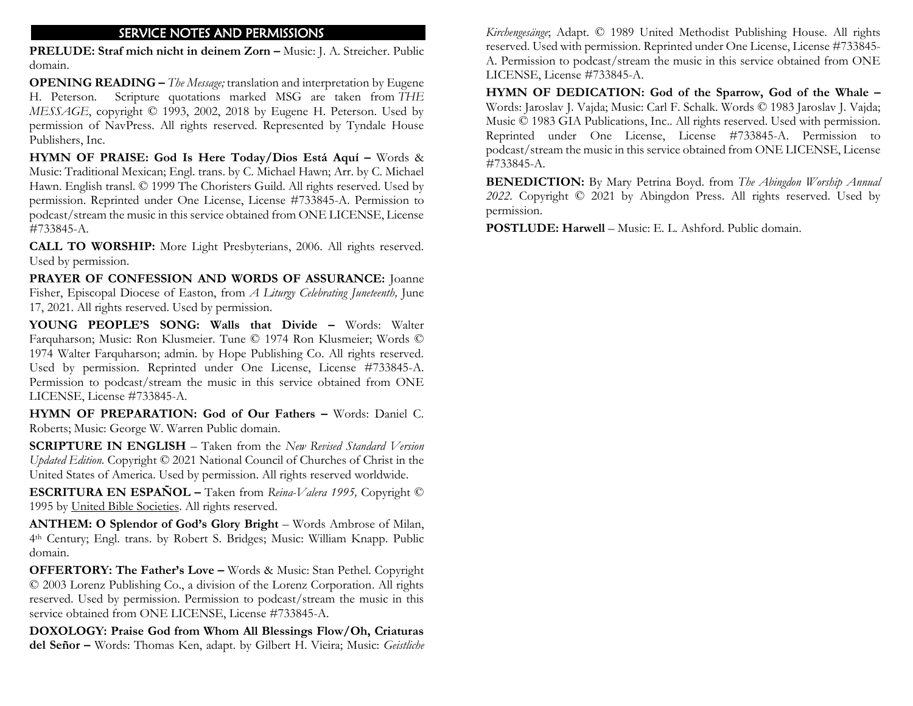## SERVICE NOTES AND PERMISSIONS

**PRELUDE: Straf mich nicht in deinem Zorn –** Music: J. A. Streicher. Public domain.

**OPENING READING –** *The Message;* translation and interpretation by Eugene H. Peterson. Scripture quotations marked MSG are taken from *THE MESSAGE*, copyright © 1993, 2002, 2018 by Eugene H. Peterson. Used by permission of NavPress. All rights reserved. Represented by Tyndale House Publishers, Inc.

**HYMN OF PRAISE: God Is Here Today/Dios Está Aquí –** Words & Music: Traditional Mexican; Engl. trans. by C. Michael Hawn; Arr. by C. Michael Hawn. English transl. © 1999 The Choristers Guild. All rights reserved. Used by permission. Reprinted under One License, License #733845-A. Permission to podcast/stream the music in this service obtained from ONE LICENSE, License #733845-A.

**CALL TO WORSHIP:** More Light Presbyterians, 2006. All rights reserved. Used by permission.

**PRAYER OF CONFESSION AND WORDS OF ASSURANCE:** Joanne Fisher, Episcopal Diocese of Easton, from *A Liturgy Celebrating Juneteenth,* June 17, 2021. All rights reserved. Used by permission.

**YOUNG PEOPLE'S SONG: Walls that Divide –** Words: Walter Farquharson; Music: Ron Klusmeier. Tune © 1974 Ron Klusmeier; Words © 1974 Walter Farquharson; admin. by Hope Publishing Co. All rights reserved. Used by permission. Reprinted under One License, License #733845-A. Permission to podcast/stream the music in this service obtained from ONE LICENSE, License #733845-A.

**HYMN OF PREPARATION: God of Our Fathers –** Words: Daniel C. Roberts; Music: George W. Warren Public domain.

**SCRIPTURE IN ENGLISH** – Taken from the *New Revised Standard Version Updated Edition.* Copyright © 2021 National Council of Churches of Christ in the United States of America. Used by permission. All rights reserved worldwide.

**ESCRITURA EN ESPAÑOL –** Taken from *Reina-Valera 1995,* Copyright © 1995 by United Bible Societies. All rights reserved.

**ANTHEM: O Splendor of God's Glory Bright** – Words Ambrose of Milan, 4th Century; Engl. trans. by Robert S. Bridges; Music: William Knapp. Public domain.

**OFFERTORY: The Father's Love –** Words & Music: Stan Pethel. Copyright © 2003 Lorenz Publishing Co., a division of the Lorenz Corporation. All rights reserved. Used by permission. Permission to podcast/stream the music in this service obtained from ONE LICENSE, License #733845-A.

**DOXOLOGY: Praise God from Whom All Blessings Flow/Oh, Criaturas del Señor –** Words: Thomas Ken, adapt. by Gilbert H. Vieira; Music: *Geistliche Kirchengesänge*; Adapt. © 1989 United Methodist Publishing House. All rights reserved. Used with permission. Reprinted under One License, License #733845-A. Permission to podcast/stream the music in this service obtained from ONE LICENSE, License #733845-A.

**HYMN OF DEDICATION: God of the Sparrow, God of the Whale –** Words: Jaroslav J. Vajda; Music: Carl F. Schalk. Words © 1983 Jaroslav J. Vajda; Music © 1983 GIA Publications, Inc.. All rights reserved. Used with permission. Reprinted under One License, License #733845-A. Permission to podcast/stream the music in this service obtained from ONE LICENSE, License #733845-A.

**BENEDICTION:** By Mary Petrina Boyd. from *The Abingdon Worship Annual 2022*. Copyright © 2021 by Abingdon Press. All rights reserved. Used by permission.

**POSTLUDE: Harwell** – Music: E. L. Ashford. Public domain.